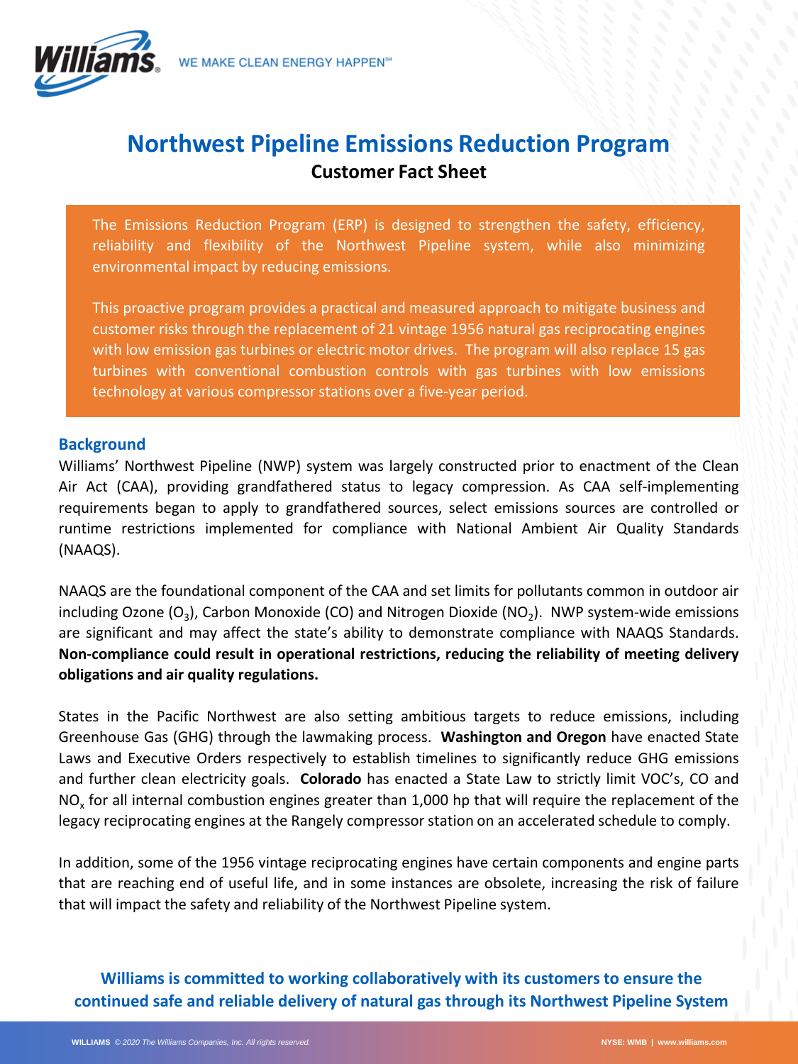Williams. WE MAKE CLEAN ENERGY HAPPEN℠

# Northwest Pipeline Emissions Reduction Program

## Customer Fact Sheet

The Emissions Reduction Program (ERP) is designed to strengthen the safety, efficiency, reliability and flexibility of the Northwest Pipeline system, while also minimizing environmental impact by reducing emissions.

This proactive program provides a practical and measured approach to mitigate business and customer risks through the replacement of 21 vintage 1956 natural gas reciprocating engines with low emission gas turbines or electric motor drives. The program will also replace 15 gas turbines with conventional combustion controls with gas turbines with low emissions technology at various compressor stations over a five-year period.

### Background

Williams' Northwest Pipeline (NWP) system was largely constructed prior to enactment of the Clean Air Act (CAA), providing grandfathered status to legacy compression. As CAA self-implementing requirements began to apply to grandfathered sources, select emissions sources are controlled or runtime restrictions implemented for compliance with National Ambient Air Quality Standards (NAAQS).

NAAQS are the foundational component of the CAA and set limits for pollutants common in outdoor air including Ozone ($O_3$), Carbon Monoxide (CO) and Nitrogen Dioxide ($NO_2$). NWP system-wide emissions are significant and may affect the state's ability to demonstrate compliance with NAAQS Standards. **Non-compliance could result in operational restrictions, reducing the reliability of meeting delivery obligations and air quality regulations.**

States in the Pacific Northwest are also setting ambitious targets to reduce emissions, including Greenhouse Gas (GHG) through the lawmaking process. **Washington and Oregon** have enacted State Laws and Executive Orders respectively to establish timelines to significantly reduce GHG emissions and further clean electricity goals. **Colorado** has enacted a State Law to strictly limit VOC's, CO and $NO_x$ for all internal combustion engines greater than 1,000 hp that will require the replacement of the legacy reciprocating engines at the Rangely compressor station on an accelerated schedule to comply.

In addition, some of the 1956 vintage reciprocating engines have certain components and engine parts that are reaching end of useful life, and in some instances are obsolete, increasing the risk of failure that will impact the safety and reliability of the Northwest Pipeline system.

**Williams is committed to working collaboratively with its customers to ensure the continued safe and reliable delivery of natural gas through its Northwest Pipeline System**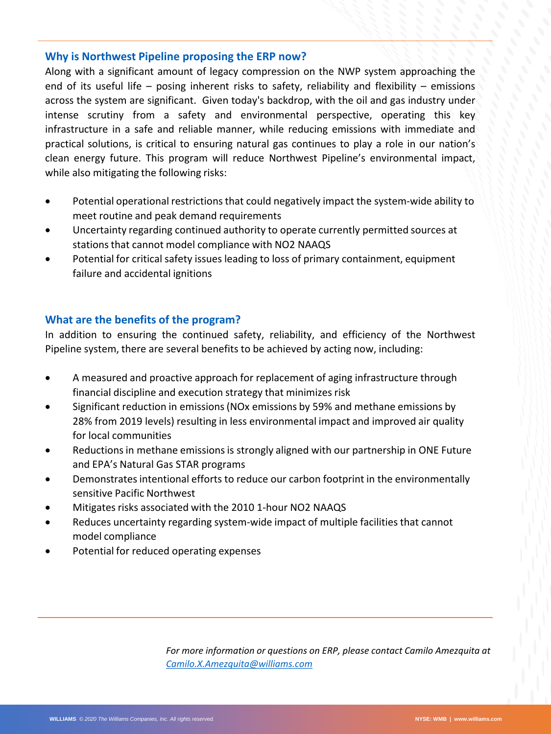## Why is Northwest Pipeline proposing the ERP now?

Along with a significant amount of legacy compression on the NWP system approaching the end of its useful life – posing inherent risks to safety, reliability and flexibility – emissions across the system are significant. Given today's backdrop, with the oil and gas industry under intense scrutiny from a safety and environmental perspective, operating this key infrastructure in a safe and reliable manner, while reducing emissions with immediate and practical solutions, is critical to ensuring natural gas continues to play a role in our nation's clean energy future. This program will reduce Northwest Pipeline's environmental impact, while also mitigating the following risks:

- Potential operational restrictions that could negatively impact the system-wide ability to meet routine and peak demand requirements
- Uncertainty regarding continued authority to operate currently permitted sources at stations that cannot model compliance with $NO_2$ NAAQS
- Potential for critical safety issues leading to loss of primary containment, equipment failure and accidental ignitions

## What are the benefits of the program?

In addition to ensuring the continued safety, reliability, and efficiency of the Northwest Pipeline system, there are several benefits to be achieved by acting now, including:

- A measured and proactive approach for replacement of aging infrastructure through financial discipline and execution strategy that minimizes risk
- Significant reduction in emissions ($NO_x$ emissions by 59% and methane emissions by 28% from 2019 levels) resulting in less environmental impact and improved air quality for local communities
- Reductions in methane emissions is strongly aligned with our partnership in ONE Future and EPA's Natural Gas STAR programs
- Demonstrates intentional efforts to reduce our carbon footprint in the environmentally sensitive Pacific Northwest
- Mitigates risks associated with the 2010 1-hour $NO_2$ NAAQS
- Reduces uncertainty regarding system-wide impact of multiple facilities that cannot model compliance
- Potential for reduced operating expenses

*For more information or questions on ERP, please contact Camilo Amezquita at [Camilo.X.Amezquita@williams.com](mailto:Camilo.X.Amezquita@williams.com)*